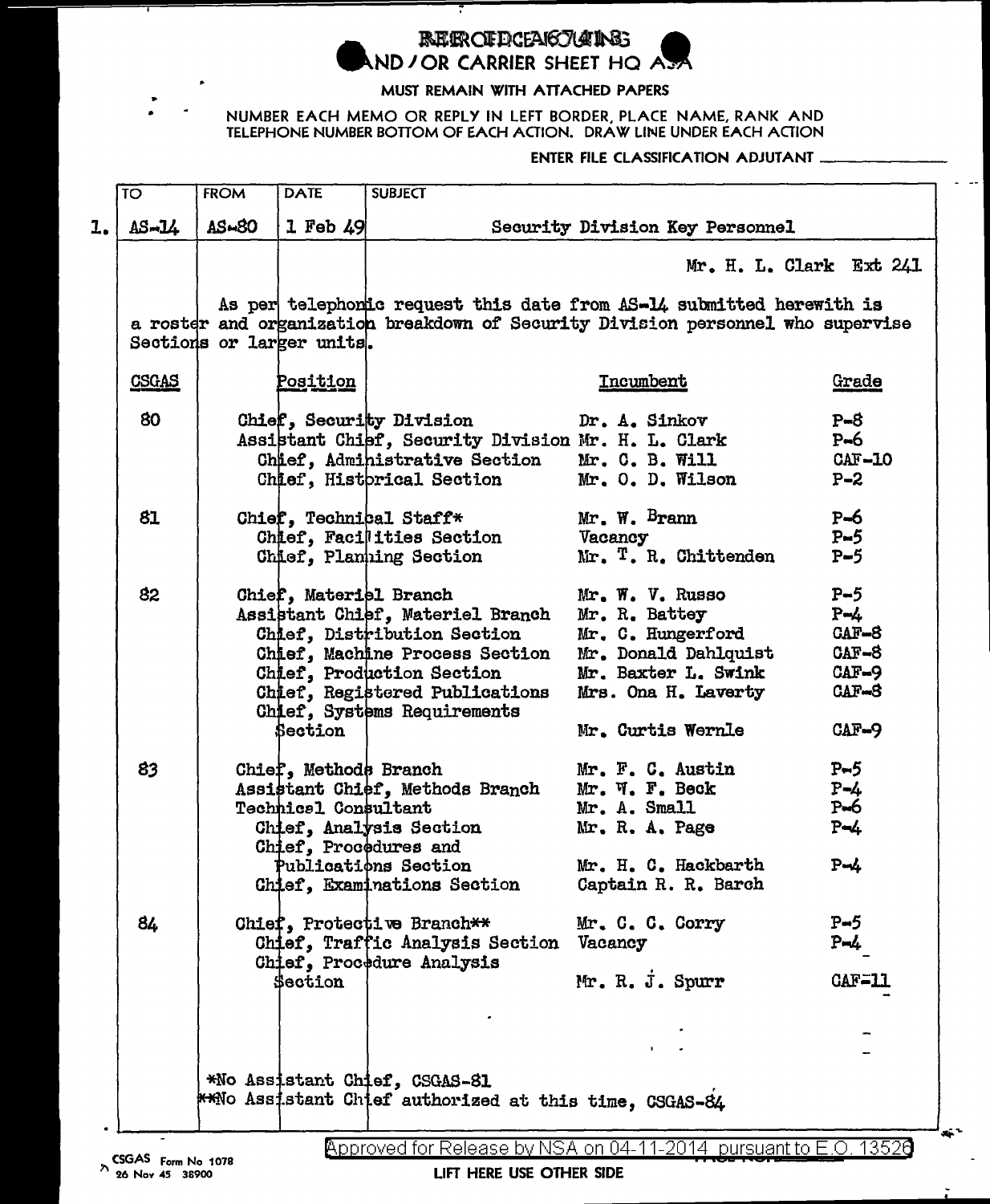REFERENCE SLIP AND / OR CARRIER SHEET HQ ASA

MUST REMAIN WITH ATTACHED PAPERS

NUMBER EACH MEMO OR REPLY IN LEFT BORDER, PLACE NAME, RANK AND TELEPHONE NUMBER BOTTOM OF EACH ACTION. DRAW LINE UNDER EACH ACTION

ENTER FILE CLASSIFICATION ADJUTANT ____________

| | TO | FROM | DATE | SUBJECT |
|---|---|---|---|---|
| 1. | AS-14 | AS-80 | 1 Feb 49 | Security Division Key Personnel |

Mr. H. L. Clark Ext 241

As per telephonic request this date from AS-14 submitted herewith is a roster and organization breakdown of Security Division personnel who supervise Sections or larger units.

| CSGAS | Position | Incumbent | Grade |
|---|---|---|---|
| 80 | Chief, Security Division | Dr. A. Sinkov | P-8 |
| | Assistant Chief, Security Division | Mr. H. L. Clark | P-6 |
| | Chief, Administrative Section | Mr. C. B. Will | CAF-10 |
| | Chief, Historical Section | Mr. O. D. Wilson | P-2 |
| 81 | Chief, Technical Staff* | Mr. W. Brann | P-6 |
| | Chief, Facilities Section | Vacancy | P-5 |
| | Chief, Planning Section | Mr. T. R. Chittenden | P-5 |
| 82 | Chief, Materiel Branch | Mr. W. V. Russo | P-5 |
| | Assistant Chief, Materiel Branch | Mr. R. Battey | P-4 |
| | Chief, Distribution Section | Mr. C. Hungerford | CAF-8 |
| | Chief, Machine Process Section | Mr. Donald Dahlquist | CAF-8 |
| | Chief, Production Section | Mr. Baxter L. Swink | CAF-9 |
| | Chief, Registered Publications | Mrs. Ona H. Laverty | CAF-8 |
| | Chief, Systems Requirements Section | Mr. Curtis Wernle | CAF-9 |
| 83 | Chief, Methods Branch | Mr. F. C. Austin | P-5 |
| | Assistant Chief, Methods Branch | Mr. W. F. Beck | P-4 |
| | Technical Consultant | Mr. A. Small | P-6 |
| | Chief, Analysis Section | Mr. R. A. Page | P-4 |
| | Chief, Procedures and Publications Section | Mr. H. C. Hackbarth | P-4 |
| | Chief, Examinations Section | Captain R. R. Barch | |
| 84 | Chief, Protective Branch** | Mr. C. C. Corry | P-5 |
| | Chief, Traffic Analysis Section | Vacancy | P-4 |
| | Chief, Procedure Analysis Section | Mr. R. J. Spurr | CAF-11 |

*No Assistant Chief, CSGAS-81

**No Assistant Chief authorized at this time, CSGAS-84

CSGAS Form No 1078
26 Nov 45 38900

Approved for Release by NSA on 04-11-2014 pursuant to E.O. 13526

LIFT HERE USE OTHER SIDE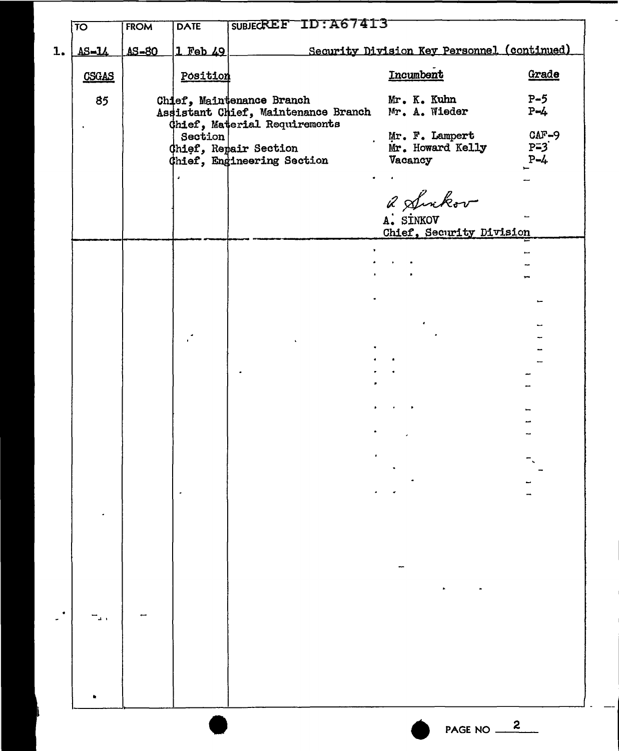| TO | FROM | DATE | SUBJECT |
| --- | --- | --- | --- |
| 1. AS-14 | AS-80 | 1 Feb 49 | Security Division Key Personnel (continued) |

| CSGAS | Position | Incumbent | Grade |
| --- | --- | --- | --- |
| 85 | Chief, Maintenance Branch | Mr. K. Kuhn | P-5 |
| | Assistant Chief, Maintenance Branch | Mr. A. Wieder | P-4 |
| | Chief, Material Requirements Section | Mr. F. Lampert | CAF-9 |
| | Chief, Repair Section | Mr. Howard Kelly | P-3 |
| | Chief, Engineering Section | Vacancy | P-4 |

A Sinkov

A. SINKOV
Chief, Security Division